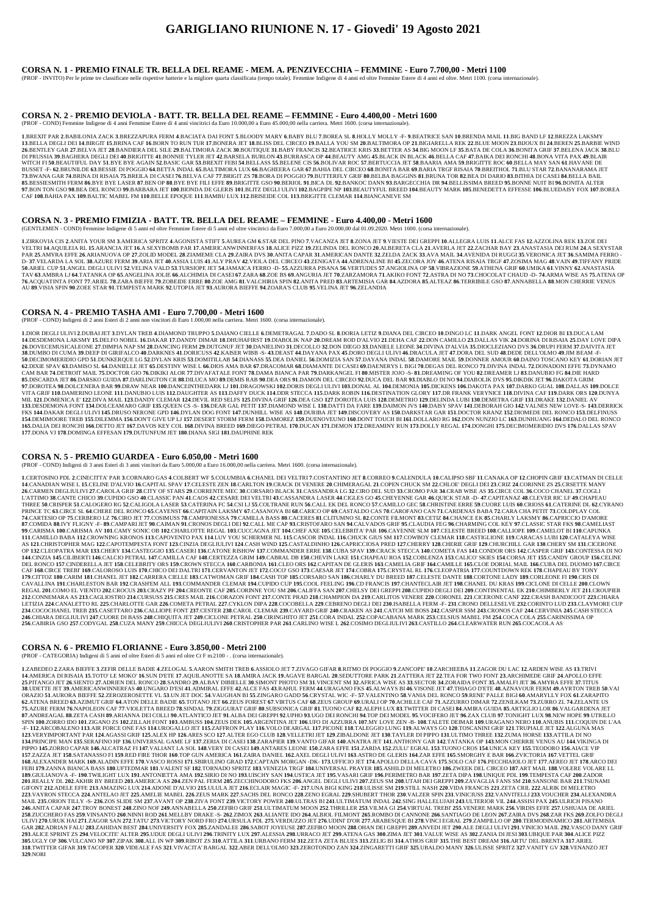# GARIGLIANO RIUNIONE N. 17 - Giovedi' 19 Agosto 2021

## CORSA N. 1 - PREMIO FINALE TR. BELLA DEL REAME - MEM. A. PENZIVECCHIA – FEMMINE - Euro 7.700,00 - Metri 1100

(PROF - INVITO) Per le prime tre classificate nelle rispettive batterie e la migliore quarta classificata (tempo totale). Femmine Indigene di 4 anni ed oltre Femmine Estere di 4 anni ed oltre. Metri 1100. (corsa internazionale).

## CORSA N. 2 - PREMIO DEVIOLA - BATT. TR. BELLA DEL REAME – FEMMINE - Euro 4.400,00 - Metri 1600

(PROF - COND) Femmine Indigene di 4 anni Femmine Estere di 4 anni vincitrici da Euro 10.000,00 a Euro 45.000,00 nella carriera. Metri 1600. (corsa internazionale).

**1**.BREXIT PAR **2**.BABILONIA ZACK **3**.BREZZAPURA FERM **4**.BACIATA DAI FONT **5**.BLOODY MARY **6**.BABY BLU **7**.BOREA SL **8**.HOLLY MOLLY -F- **9**.BEATRICE SAN **10**.BRENDA MAIL **11**.BIG BAND LF **12**.BREZZA LAKSMY **13**.BELLA DEGLI DEI **14**.BIRGIT **15**.BRINA CAF **16**.BORN TO RUN TUR **17**.BONERA JET **18**.BLISS DEL CIRCEO **19**.BALLA YOU SM **20**.BALTIMORA OP **21**.BIGIARELLA REK **22**.BLUE MOON **23**.BIJOUX BI **24**.BEREN **25**.BARBIE WIND **26**.BENTLEY GAR **27**.BELVA JET **28**.BANDIERA DEL SILE **29**.BALTIMORA ZACK **30**.BOUTIQUE **31**.BABY FRANCIS **32**.BEATRICE KRIS **33**.BETTER AS **34**.BIG MOON LF **35**.BATA DE COLA **36**.BONITA GRIF **37**.BELENA JACK **38**.BLU DI PRUSSIA **39**.BAGHERA DEGLI DEI **40**.BRIGITTE **41**.BONNIE TYLER JET **42**.BARSELA BURLON **43**.BURRASCA OP **44**.BEAUTY AMG **45**.BLACK IN BLACK **46**.BELLA CAF **47**.BAIKA DEI RONCHI **48**.BONA VITA PAX **49**.BLAIR WITCH FI **50**.BEAUTIFUL DAY **51**.BYE BYE AGAIN **52**.BASIC GAR **53**.BREXIT FEBI **54**.BELLASS **55**.BELENE CIS **56**.BOLIVAR ROC **57**.BERTUCCIA JET **58**.BAARIA AMA **59**.BRIGITTE ROC **60**.BELLA MAY SAN **61**.HAVANE DE BUSSET -F- **62**.BRUNILDE **63**.BESSIE DI POGGIO **64**.BETTA INDAL **65**.BALTIMORA LUX **66**.BAGHEERA GAR **67**.BAHIA DEL CIRCEO **68**.BONITA BAR **69**.BARIA TRGF RISAIA **70**.BREITHOL **71**.BLU STAR **72**.BANANARAMA JET **73**.BWANA GAR **74**.BRINA DI RISAIA **75**.BREILA DI CASEI **76**.BELVA CAF **77**.BRIGIT ZS **78**.BORA DI POGGIO **79**.BUTTERFLY GRIF **80**.BELBA BAGGINS **81**.BRUNA TOR **82**.BEA DI DARIO **83**.BITHIA DI CASEI **84**.BELLA BAIL **85**.BESSIESMITH FERM **86**.BYE BYE LASER **87**.BEN OP **88**.BYE BYE FILI EFFE **89**.BRIGITTE GSO **90**.BERIOL **91**.BICA DL **92**.BANKOC DANN **93**.BARGECCHIA DR **94**.BELLISSIMA BREED **95**.BONNE NUIT BI **96**.BONITA ALTER **97**.BON TON GSO **98**.BEA DEL RONCO **99**.BARBARA JET **100**.BIONDA DE GLERIS **101**.BLITZ DEGLI ULIVI **102**.BAGPIPE NP **103**.BEAUTYFUL BREED **104**.BEAUTY MARK **105**.BENEDETTA EFFESSE **106**.BLUEDAISY FOX **107**.BOREA CAF **108**.BAHIA PAX **109**.BALTIC MABEL FM **110**.BELLE EPOQUE **111**.BAMBU LUX **112**.BRISEIDE COL **113**.BRIGITTE CLEMAR **114**.BIANCANEVE SM

## CORSA N. 3 - PREMIO FIMIZIA - BATT. TR. BELLA DEL REAME – FEMMINE - Euro 4.400,00 - Metri 1600

(GENTLEMEN - COND) Femmine Indigene di 5 anni ed oltre Femmine Estere di 5 anni ed oltre vincitrici da Euro 7.000,00 a Euro 20.000,00 dal 01.09.2020. Metri 1600. (corsa internazionale).

**1**.ZIRKOVIA CIS **2**.ANITA YOUR SM **3**.AMERICA SPRITZ **4**.AGONISTA STIFT **5**.AUREA GM **6**.STAR DEL PINO **7**.VACANZA JET **8**.ZONA JET **9**.VIESTE DEI GREPPI **10**.ALLEGRA LUIS **11**.ALCE FAS **12**.AZZOLINA REK **13**.ZOE DEI VELTRI **14**.AQUILEIA RL **15**.ARANCIA JET **16**.A SEXYBOMB PAR **17**.AMERICANWINNERFAS **18**.ALICE PIZZ **19**.ZELINDA DEL RONCO **20**.ALBERETA CLA **21**.AVERLA JET **22**.ZACHAR BAY **23**.ANASTASIA DEI RUM **24**.A SEXYSTAR PAR **25**.AMYRA EFFE **26**.ARIANUOVA OP **27**.ZOLID MODEL **28**.ZIAMEME CLA **29**.ZAIRA DVS **30**.ANITA CAPAR **31**.AMERICAN DANTE **32**.ZELDA ZACK **33**.AVA MAIL **34**.AVENIDA DI RUGGI **35**.VERONICA JET **36**.SAMIMA FERRO -D- **37**.VELARDA LA SOL **38**.AZURE FERM **39**.ARIA JET **40**.ASSIA LUIS **41**.ALY PRAV **42**.VIOLA DEL CIRCEO **43**.ZENIGATA **44**.ADRENALINE BI **45**.ZECORA JOY **46**.ATENA RISAIA TRGF **47**.ZOSIMA MAG **48**.VAIN **49**.TIFFANY PRIDE **50**.ARIEL CUP **51**.ANGEL DEGLI ULIVI **52**.VELINA VALD **53**.TURSIOPE JET **54**.JAMAICA FERRO -D- **55**.AZZURRA PISANA **56**.VERTUDES **57**.ANGIOLINA OP **58**.VIBRAZIONE **59**.ATHENA GRIF **60**.UMIKA **61**.VINNY **62**.ANASTASIA TAV **63**.AMBRA LJ **64**.TATANKA OP **65**.ANGELINA JOLIE **66**.ALCHIMIA DI CASEI **67**.ZARA **68**.ZOE BS **69**.ANGURIA JET **70**.ZARZAMORA **71**.AKIKO FONT **72**.ASTRA DI NO **73**.CHOCOLAT CHAUD -D- **74**.ARMA WISE AS **75**.ATENA OP **76**.ACQUATINTA FONT **77**.ARIEL **78**.ZARA BIEFFE **79**.ZOBEIDE ERRE **80**.ZOE AMG **81**.VALCHIRIA SPIN **82**.ANITA PRED **83**.ARTEMISIA GAR **84**.AZDORA **85**.ALTEAZ **86**.TERRIBILE GSO **87**.ANNABELLA **88**.MON CHERRIE VENUS AU **89**.VISIA SPIN **90**.ZOEE STAR **91**.TEMPESTA MARK **92**.UTOPIA JET **93**.AURORA BIEFFE **94**.ZOARA'S CLUB **95**.VELINA JET **96**.ZELANDIA

## CORSA N. 4 - PREMIO TASHA AMI - Euro 7.700,00 - Metri 1600

(PROF - COND) Indigeni di 2 anni Esteri di 2 anni non vincitori di Euro 1.000,00 nella carriera. Metri 1600. (corsa internazionale).

**1**.DIOR DEGLI ULIVI **2**.DUBAI JET **3**.DYLAN TREB **4**.DIAMOND TRUPPO **5**.DAIANO CIELLE **6**.DEMETRAGAL **7**.DADO SL **8**.DORIA LETIZ **9**.DIANA DEL CIRCEO **10**.DINGO LC **11**.DARK ANGEL FONT **12**.DIOR BI **13**.DUCA LAM **14**.DESDEMONA LAKSMY **15**.DELFO NOBEL **16**.DAKAR **17**.DANDY DIMAR **18**.DHUHAFIRST **19**.DIABOLIK NAP **20**.DREAM ROD D'ALVIO **21**.DEHA CAF **22**.DON CAMILLO **23**.DALLAS VIK **24**.DORINA DI RISAIA **25**.DAY LOVE DIPA **26**.DOVECEMUSICALEONE **27**.DIMPIA NAP SM **28**.DANCING FERM **29**.DUTGNUF JET **30**.DANIELINO **31**.DECOLLO **32**.DON DIEGO **33**.DANIELE LEONE **34**.DIVINA D'ALVIA **35**.DIOCLEZIANO DVS **36**.DRUPI FERM **37**.DAIVITA JET **38**.DUMBO DI CUMA **39**.DEEP DI GIRIFALCO **40**.DARKNES **41**.DORICUSS **42**.KAISER WIBB -S- **43**.DEAST **44**.DAYANA PAX **45**.DORO DEGLI ULIVI **46**.DRACULA JET **47**.DORA DEL SUD **48**.DEDE DELL'OLMO **49**.JIM BEAM -F- **50**.DECIMOMERIDIO GPD **51**.DUNKERQUE LG **52**.DYLAN KRIS **53**.DOMTILLAB **54**.DIANASS **55**.DEA DANIEL **56**.DOMIZIA SAN **57**.DAYANA INDAL **58**.DAMORE MAIL **59**.DONNER AMOUR **60**.DAINO TOSCANO KEY **61**.DORIAN JET **62**.DIXIE SPAV **63**.DAMISO SL **64**.DANIELLE JET **65**.DESTINY WISE L **66**.DIOS AMA BAR **67**.DRACOMAR **68**.DIAMANTE DI CASEI **69**.DAENERYS L BIGI **70**.DEGAS DEL RONCO **71**.DIVINA INDAL **72**.DONADONI EFFE **73**.DYNAMO CAM BAR **74**.DETROIT MAIL **75**.DOCTOR GIO **76**.DIKIKI ALOR **77**.DIVAFATALE FONT **78**.DAMA BIANCA PAR **79**.DARKANGEL FI **80**.MISTER JOJO -S- **81**.DREAMING OF YOU **82**.DREAMER LJ **83**.DANUBIO FG **84**.DIE HARD **85**.DISCARDA JET **86**.DARSKO GUIDA **87**.DARLINGTON CR **88**.DILUCA MO **89**.DEMIS RAB **90**.DEA ORS **91**.DAMON DEL CIRCEO **92**.DUCA DEL BAR **93**.DIABLO DI NO **94**.DIABOLIK DVS **95**.DIKDIK JET **96**.DAKOTA GRIM **97**.DOROTEA **98**.DOLCENERA BAR **99**.DRAW NEAR **100**.DANCEINTHEDARK LJ **101**.DRAGOWSKI **102**.DORIS DEGLI ULIVI **103**.DONAL AL **104**.DEMONIA **105**.DICKENS **106**.DAKOTA PAX **107**.DARKO GUAL **108**.DALLAS WIND **109**.DOLCE VITA GRIF **110**.DAMERINO LEONE **111**.DANUBIO LUIS **112**.DAUGHTER AS **113**.DAFFY DUCK **114**.DDR STECCA **115**.DARK ROBIN **116**.DESTINATION GLORY **117**.DR FRANK VERYNICE **118**.DIVINA CAF **119**.DARK ORS **120**.DUNYA MIL **121**.DOMENICA E' **122**.DIVA MAIL **123**.DANDY CLEMAR **124**.DEVIL RED SELFS **125**.DIVINA GRIF **126**.DEA GSO **127**.DOROTEA LUIS **128**.DEMETRIO **129**.DELINDA LUBI **130**.DEMETRA GRIF **131**.DRAKE **132**.DANIEL AV **133**.DESDEMONA FONT **134**.DOLCEAMARO GRIF **135**.QUEEN CS -S- **136**.DEAR GAL PETIT **137**.DIAMOND WISE L **138**.DATTI DA FARE **139**.DAIMON JVS **140**.DAISY SPAV **141**.DEBORAH GIO **142**.VALNES NEW LOVE-S- **143**.DERRICK FKS **144**.DAKAR DEGLI ULIVI **145**.DRUSO NERONE GPD **146**.DYLAN DOG FONT **147**.DUNHILL WISE AS **148**.DURIBA JET **149**.DISCOVERY AS **150**.DARKSTAR GAR **151**.DOCTOR KRANZ **152**.DIOMEDE DEL RONCO **153**.DELFINUSS **154**.DEMIMOORE TREB **155**.DILEMMA **156**.DON'T GIVE UP LJ **157**.DESERT STORM FERM **158**.DAMOREZ **159**.DUENOVEUNO **160**.DONT TOUCH BI **161**.DOLLARO RG **162**.DON NUNZIO LC **163**.DUNHUANG **164**.DEDALO DEL RONCO **165**.DALIA DEI RONCHI **166**.DETTO JET **167**.DAVOS KEY COL **168**.DIVINA BREED **169**.DIEGO PETRAL **170**.DUCAN **171**.DEMON **172**.DREAMINY RUN **173**.DOLLY REGAL **174**.DONGHI **175**.DECIMOMERIDIO DVS **176**.DALLAS SPAV **177**.DONA VJ **178**.DOMINGA EFFESAN **179**.DUTUNFUM JET **180**.DIANA SIGI **181**.DAUPHINE REK

## CORSA N. 5 - PREMIO GUARDEA - Euro 6.050,00 - Metri 1600

(PROF - COND) Indigeni di 3 anni Esteri di 3 anni vincitori da Euro 5.000,00 a Euro 16.000,00 nella carriera. Metri 1600. (corsa internazionale).

**1**.CERTOSINO PDL **2**.CINECITTA' PAR **3**.CORNARO GAS **4**.COLBERT WF **5**.COLUMBIA **6**.CHANEL DEI VELTRI **7**.COSTANTINO JET **8**.CORREO **9**.CALENDULA **10**.CALIPSO SBF **11**.CANAKA OP **12**.CHOPIN GRIF **13**.CATMAN DI CELLE **14**.CANADIAN WISE L **15**.CELINE D'ALVIO **16**.CAPITAL SPAV **17**.CELESTE ZEN **18**.CARLTON **19**.CRACK DI VENERE **20**.CHIMERAGAL **21**.COPEN CHUCK SM **22**.CHLOE' DEGLI DEI **23**.CRIZ **24**.CORINNE ZS **25**.CRSETTE MANY **26**.CARMEN DEGLIULIVI **27**.CAROLA GRIF **28**.CITY OF STARS **29**.CORRENTE MEC **30**.CORSARO BLACK **31**.CASSANDRA LG **32**.CIRO DEL SUD **33**.CROMO PAR **34**.CRAB WISE AS **35**.CIRCE COL **36**.COCO CHANEL **37**.COGLI L'ATTIMO **38**.CANTE CHICO **39**.CUPIDO GSO **40**.CLASSIC PAN **41**.CAOS **42**.CESARE DEI VELTRI **43**.CASSANDRA LASER **44**.CIGLES GO **45**.CHEYENNE GAR **46**.QUICK STAR -D- **47**.CAPITANAZ **48**.CLEVER RIC LF **49**.CHAPEAU THREE **50**.CRISPER **51**.CALOGERO RG **52**.CALIGOLA LASER **53**.CATERINA FC **54**.CSI LJ **55**.COLTRANE RUN **56**.CALL EK DEL RONCO **57**.CAMILLO GEC **58**.CHRISTINE ERRE **59**.CUORE LUIS **60**.CRIOSS **61**.CATERINE DL **62**.CYRANO PRINCE TC **63**.CIRCE SL **64**.CHERE DEL RONCO **65**.CAYENST **66**.CAPITAIN LACSMY **67**.CASANOVA BI **68**.CARICO OP **69**.CASTALDO CAS **70**.CAROFANO CAN **71**.CARDENAS BABA **72**.CARA CHA PETIT **73**.COLDPLAY COL **74**.CARTESIO OP **75**.CERBERO LZ **76**.CIRO JET **77**.COSIMUSS **78**.CAMPIONESSA **79**.CAMILLA BASS **80**.CACERES **81**.CLITUMNO SL **82**.CONTE FILMONT **83**.CETIZ **84**.CHANCE EK **85**.CHARLY LAKSMY **86**.CAPRICCIO D'AMORE **87**.COMIDA **88**.IVY FLIGNY -F- **89**.CAMPARI JET **90**.CAIMAN **91**.CRONOS DEGLI DEI **92**.CALL ME CAP **93**.CRISTOFARO SAN **94**.CALVADOS GRIF **95**.CLAUDIA FEG **96**.CHARMING COL KEY **97**.CLASSIC STAR FKS **98**.CAMELIAST **99**.CARISMA **100**.CARISMA AV **101**.CAMY SONIC OB **102**.CHARLOTTE REGAL **103**.CUCCAGNA JET **104**.CHEF AXE **105**.CELEBRITA' PAR **106**.CAYENNE SLM **107**.CELESTE BREED **108**.CALLIOPE **109**.CAMELOT BI **110**.CAPUNKA **111**.CAMILLO BABA **112**.CROWNING KRONOS **113**.CAPOVENTO PAX **114**.LUV YOU SCHERMER NL **115**.CASCOR INDAL **116**.CHUCK GIUS SM **117**.COWBOY CLEMAR **118**.CASTIGLIONE **119**.CARACAS LUBI **120**.CATALEYA WISE AS **121**.CHRISTOPHER MAG **122**.CAPOTEMPESTA FONT **123**.CINZIA DEGLIULIVI **124**.CASH WIND **125**.CASTALDINHO **126**.CAPRICCIOSA PRED **127**.CHERRY **128**.CHERIE GRIF **129**.CHURCHILL GAR **130**.CHERY SM **131**.CICERONE OP **132**.CLEOPATRA MAR **133**.CHERY **134**.CASTEGGIO **135**.CASERI **136**.CATONE RISHOW **137**.COMMANDER ERRE **138**.CUBA SPAV **139**.CRACK STECCA **140**.COMETA FAS **141**.CONDOR ORS **142**.CASPER GRIF **143**.CONTESSA DI NO **144**.CINZIA **145**.CILIBERTI **146**.CALCIO PETRAL **147**.CAMILLA CAF **148**.CERTEZZA GRIM **149**.CABRAL DB **150**.CHEVIN LAKE **151**.CHAPEAU ROA **152**.COBLENZA **153**.CALICO' SKIES **154**.CORSA JET **155**.CANDY GROUP **156**.CELINE DEL RONCO **157**.CINDERELLA JET **158**.CELEBRITY ORS **159**.CROWN STECCA **160**.CARBONIA **161**.CLEO ORS **162**.CAPITAN DE GLERIS **163**.CAMELIA GRIF **164**.CAMILLE **165**.CLOE DORIAL MAIL **166**.CUBA DEL DUOMO **167**.CIRCE CAF **168**.CIRCE TREBI' **169**.CALOROSO LUIS **170**.CHICO DEI DALTRI **171**.CERVANTON JET **172**.COCO' GSO **173**.CAESAR JET **174**.COBRA **175**.CRYSTAL RL **176**.CLEOPATRIA **177**.COUNTDOWN REK **178**.CHAPEAU BY TONY **179**.CITTOZ **180**.CARIM **181**.CHANEL JET **182**.CARRERA CIELLE **183**.CATWOMAN GRIF **184**.CASH TOP **185**.CORSARO SAN **186**.CHARLY DU BREED **187**.CELESTE DANTE **188**.CORTONE LADY **189**.CORLEONE FI **190**.CRIS DI CAVALLINA **191**.CHARLESTON BAR **192**.CRASH'EM ALL **193**.COMMANDER CLEMAR **194**.CUPIDO CUP **195**.COOL FEELING **196**.CD FRANCIS **197**.CHANTECLAIR JET **198**.CHANEL DU KRAS **199**.CICLONE DI CELLE **200**.CLOWN REGAL **201**.COMO EL VIENTO **202**.CROCUS **203**.CRAZY PF **204**.CREONTE CAF **205**.CORINNE YOU SM **206**.CALIFFA SAN **207**.CHELSY DEI GREPPI **208**.CUPIDO DEGLI DEI **209**.CONTINENTAL EK **210**.CHIMBERLY JET **211**.CROUPIER **212**.CONNEMARA AS **213**.CAGLIOSTRO **214**.CURSUSS **215**.CRES MAIL **216**.CORAZON FONT **217**.CONTE PRAD **218**.CHAMPION DA **219**.CARLITOS VENERE **220**.CORONEL **221**.CICERONE CANF **222**.CRASH BANDICOOT **223**.CHIARA LETIZIA **224**.CANALETTO RL **225**.CHARLOTTE GAR **226**.COMETA PETRAL **227**.CYKLON DIPA **228**.COCOBELLA **229**.CEBRENO DEGLI DEI **230**.ISABELLA FERM -F- **231**.CRONO DELLESELVE **232**.CORINTO LUD **233**.CLAYMORE CUP **234**.COCOCHANEL TREB **235**.CASETTARO **236**.CALLIOPE FONT **237**.CESTER **238**.CAROL CLEMAR **239**.CAYARD GRIF **240**.CRAKEN AS **241**.CATCH ME BOSS **242**.CASPER SSM **243**.CRONOS CAF **244**.CERVINIA **245**.CASH STECCA **246**.CHIARA DEGLIULIVI **247**.CUORE DI BASS **248**.CHIQUITA JET **249**.CICLONE PETRAL **250**.CIRINGHITO JET **251**.CORA INDAL **252**.COPACABANA MARK **253**.CELSIUS MABEL FM **254**.COCA COLA **255**.CARINISSIMA OP **256**.CABIRIA GSO **257**.CODYGAL **258**.CUZA MANY **259**.CHICCA DEGLIULIVI **260**.CRISTOPHER PAR **261**.CARLINO WISE L **262**.COSIMO DEGLIULIVI **263**.CASTILLO **264**.CLEARWATER RUN **265**.COCACOLA AS

## CORSA N. 6 - PREMIO FLORIANNE - Euro 3.850,00 - Metri 2100

(PROF - CATEGORIA) Indigeni di 5 anni ed oltre Esteri di 5 anni ed oltre Ct F m.2100 - . (corsa internazionale).

**1**.ZABEDEO **2**.ZARA BIEFFE **3**.ZEFIR DELLE BADIE **4**.ZELOGAL **5**.AARON SMITH TREB **6**.ASSIOLO JET **7**.ZIVAGO GIFAR **8**.RITMO DI POGGIO **9**.ZANCOPE' **10**.ZARCHEEBA **11**.ZAGOR DU LAC **12**.ARDEN WISE AS **13**.TRIVI **14**.AMERICA DI RISAIA **15**.TOTO' LE MOKO' **16**.SUN D'ETE **17**.AQUILANOTTE SA **18**.AMIRA JACK **19**.AGAVE BARGAL **20**.SEDUTTORE PARK **21**.ZATTERA JET **22**.TEA FOR TWO FONT **23**.ARCHIMEDE GRIF **24**.APOLLO EFFE **25**.PITANGO JET **26**.SIENTO **27**.ADRIEN DEL RONCO **28**.SANDRO **29**.ALBAY DIBELLE **30**.SIMONT PHOTO SM **31**.VINCENT SM **32**.AFRICA WISE AS **33**.SECTOR **34**.ZORAIDA FONT **35**.AMALFI JET **36**.AMYRA EFFE **37**.TITUS **38**.UDETTE JET **39**.AMERICANWINNERFAS **40**.UNGARO D'ESI **41**.ADMIRAL EFFE **42**.ALCE FAS **43**.RAHUL FERM **44**.URAGANO FKS **45**.ALWAYS BI **46**.VISONE JET **47**.THIAGO D'ETE **48**.AZNAVOUR FERM **49**.AYRTON TREB **50**.VAI ORAZIO **51**.AURORA BIEFFE **52**.ZEROZEROSETTE VL **53**.UN JET DOC **54**.VAUGHAN BI **55**.ZINGARO GADD **56**.CRYSTAL WIC -F- **57**.VALENTINO **58**.VANIA DEL RONCO **59**.RENE' PALLE BIGI **60**.AMARYLLY FOX **61**.ZARAPITO **62**.ATENA BREED **63**.AZIMUT GRIF **64**.ATON DELLE BADIE **65**.TOTANO JET **66**.ZEUS FOREST **67**.VIRTUS CAF **68**.ZEUS GROUP **69**.URALI OP **70**.ACHILLE CAF **71**.AZZURRO DIMAR **72**.ZENILKAM **73**.ZURRO ZL **74**.ZELANTE US **75**.AZURE FERM **76**.NAPOLEON CAF **77**.VIOLETTA BREED **78**.SINDAL **79**.ZIGGURAT GRIF **80**.SUBSONICA GRIF **81**.TUONO CAF **82**.ALEPH LUX **83**.TWITTER DI CASEI **84**.AMIRA GUIDA **85**.ARTIGLIO LOR **86**.VALGARDENA JET **87**.ANDREAGAL **88**.ZETA CASH **89**.ARIANNA DEI COLLI **90**.ATLANTICO JET **91**.ALBA DEI GREPPI **92**.UPHO **93**.UGO DEI RONCHI **94**.TOP DEI MODEL **95**.VOCIFERO JET **96**.ZAX CLUB **97**.TONIGHT LUX **98**.NEW HOPE **99**.UTRILLO SPIN **100**.ZORRO IDO **101**.ZIGANO ZS **102**.ZILLAH FONT **103**.AMBUSS **104**.ZEUS DEK **105**.ARGENTINA JET **106**.UFO DI AZZURRA **107**.MY LOVE ZEN -B- **108**.TALETE DEIMAR **109**.URAGANO NERO **110**.ANUBIS **111**.COQUIN DE L'AA -F- **112**.ARCOBALENO **113**.AIR FORCE ONE FAS **114**.UROGALLO JET **115**.ZAFFRON PLAY **116**.VOLO DEARGAL **117**.PICONE **118**.TALEGGIO LUNG **119**.ALWAYS GO **120**.TOSCANINI GRIF **121**.TRUPIALE JET **122**.ALGUNA MAS **123**.VERYIMPORTANT PAR **124**.AGASSI GRIF **125**.ALEX HP **126**.ARES SCO **127**.ALTER EGO CLUB **128**.VELLETRI JET **129**.ZIBALDONE JET **130**.TAYLER DI PIPPO **131**.ULTIMO THREE **132**.ZUMA HORSE **133**.ATTILA DI NO **134**.PRINCIPE MAN **135**.SERAFINO HP **136**.UNIVERSAL GAME LF **137**.ZERIA DI CASEI **138**.ZARAPIER **139**.VANTO GIFAR **140**.ANATRA JET **141**.ANTHONY GAR **142**.TATANKA OP **143**.MON CHERRIE VENUS AU **144**.VIKINGA DI PIPPO **145**.ZORRO CAPAR **146**.ALCATRAZ FI **147**.VALIANT LA SOL **148**.VERY DI CASEI **149**.ANTARES LEONE **150**.ZARA EFFE **151**.ZARDA **152**.ZULU' EGRAL **153**.TUONO CROS **154**.UNICA KEY **155**.TEODORO **156**.AIACE VIP **157**.ZAZZA JET **158**.SATANASSO FI **159**.RED FIRE THOR **160**.TOP GUN AMERICA **161**.ZAIRA DANIEL **162**.AXEL DEGLI ULIVI **163**.ASTRO DE GLERIS **164**.ZAR EFFE **165**.SMORGHY E BAR **166**.ZVICTORIA **167**.VETTEL GRIF **168**.ALEXANDER MARK **169**.ALADIN EFFE **170**.VASCO ROSSI **171**.SBIRULINO GRAD **172**.CAPTAIN MORGAN -DK- **173**.UFFICIO JET **174**.APOLLO DELLA CAVA **175**.SOLO CAF **176**.PECCHIAIOLO JET **177**.AEREO JET **178**.ARCO DEI FEBI **179**.ZANNA BIANCA BASS **180**.UFTEDMAR **181**.VALENT SF **182**.TORNADO SPRITZ **183**.VENEZIA TRGF **184**.UNIVERSAL PRAYER **185**.ASHILD DI MELETRO **186**.ZWEEK DEL CIRCEO **187**.ART MAIL **188**.VOLERE VOLARE LL **189**.GIULIANOVA -F- **190**.TWILIGHT LUX **191**.ANTONIETTA AMA **192**.SIRIO DI NO **193**.UISCHY SAN **194**.USTICA JET **195**.VASARI GRIF **196**.PERIMETRO BAR **197**.ZETA DIPA **198**.UNIQUE PDL **199**.TEMPESTA CAF **200**.ZADOR **201**.REALLY DL **202**.AKHIR BY BREED **203**.AMERICA AS **204**.ZEN PAL FERM **205**.ZECCHINODORO FKS **206**.ANGEL DEGLI ULIVI **207**.ZEUS SM **208**.UTAH DEI GREPPI **209**.ZAVAGLIA FANS SM **210**.SANSONE BAR **211**.TSUNAMI GIFONT **212**.ADELE EFFE **213**.AMAZING LUX **214**.ADONE D'ALVIO **215**.ULULA JET **216**.ECLAIR MAGIC -F- **217**.UNA BIGI KING **218**.ULISSE SM **219**.STILL NASH **220**.VIDA FRANCIS **221**.ZETA CRIL **222**.ALRIK DI MELETRO **223**.VAYRON STECCA **224**.ANTELAO JET **225**.AMELIE MABEL **226**.ZEUS MARK **227**.SACHS DEL RONCO **228**.ZENO EGRAL **229**.SHUBERT THOR **230**.VALZER SPIN **231**.VINICIUSS **232**.VANVITELLI **233**.VOUCHER **234**.ALEXANDRA MAIL **235**.ORION TILLY -S- **236**.ZOS SLIDE SM **237**.AVANT OP **238**.ZIVA FONT **239**.VICTORY POWER **240**.ULTRAS BI **241**.ULTIMATUM INDAL **242**.SING HALLELUJAH **243**.ULTERIOR VIL **244**.ASSISI PAX **245**.ULRICH PISANO **246**.ANITA CAPAR **247**.TROY BONEST **248**.ZINO NOF **249**.ANNABELLA **250**.ZEFIRO GRIF **251**.ULTIMATUM MOON **252**.THRILLER **253**.VILMA GI **254**.VIRTUAL TREBI' **255**.VENERE MARK **256**.VIRDIS EFFE **257**.USHUAIA DE ARIEL **258**.ZUCCHERO FAS **259**.VINSANTO **260**.NINNI ROD **261**.MELLBY DRAKE -S- **262**.ZIMOX **263**.ALIANTE IDO **264**.ALBIOL FILMONT **265**.ROMBO DI CANNONE **266**.SANTIAGO DE LEON **267**.ZAIRA DVS **268**.ZAR FKS **269**.ZOLFO DEGLI ULIVI **270**.URUK HAI **271**.ZAGOR SAN **272**.TATU' **273**.VICTORY NORD FRO **274**.URSULA PDL **275**.VERDUZZO JET **276**.UDINI' D'OR **277**.ARABESQUE BI **278**.VINCI EGRAL **279**.ZAMPILLO OP **280**.TERMODINAMICO **281**.ARTEMISIA GAR **282**.ADRIAN FALO **283**.ZAHIDAN BEST **284**.UNIVERSITY FOX **285**.ZANDALEE **286**.SABOT JOYEUSE **287**.ZEFIRO MOON **288**.OHAN DEI GREPPI **289**.ANVEDI JET **290**.ALE DEGLI ULIVI **291**.VINCIO MAIL **292**.VASCO DANY GRIF **293**.ALICE SPRINT ZS **294**.VELOCITE' ALTER **295**.UDUE DEGLI ULIVI **296**.TRINITY LUX **297**.ALESSIA **298**.URRACO JET **299**.ATENA GAS **300**.ZIMA JET **301**.VALUE WISE AS **302**.ZANIA DI JESI **303**.UBIQUE PAR **304**.ALICE PIZZ **305**.UGLY OP **306**.VULCANO NP **307**.ZIPAK **308**.ALL IN WP **309**.RIBOT ZS **310**.ATTILA **311**.URBANO FERM **312**.ZETA ZETA BLUES **313**.ZELIG BI **314**.ATHOS GRIF **315**.THE BEST DREAM **316**.ARTU' DEL BRENTA **317**.ARIEL **318**.TWITTER GIFAR **319**.TACOPER **320**.VIDEALE FAS **321**.VIVACITA' BARGAL **322**.ABER DELL'OLMO **323**.ZEROTONDO ZAN **324**.ZINGARETTI GRIF **325**.UBALDO MANY **326**.ULISSE SPRITZ **327**.VANITY GV **328**.VENANZO JET **329**.NORI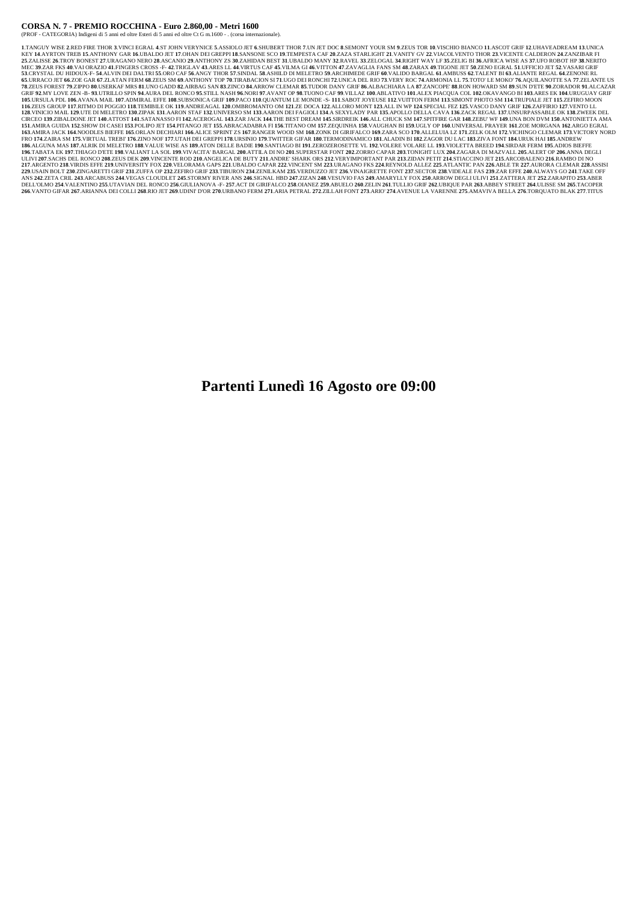**CORSA N. 7 - PREMIO ROCCHINA - Euro 2.860,00 - Metri 1600**

(PROF - CATEGORIA) Indigeni di 5 anni ed oltre Esteri di 5 anni ed oltre Ct G m.1600 - . (corsa internazionale).

**1**.TANGUY WISE **2**.RED FIRE THOR **3**.VINCI EGRAL **4**.ST JOHN VERYNICE **5**.ASSIOLO JET **6**.SHUBERT THOR **7**.UN JET DOC **8**.SEMONT YOUR SM **9**.ZEUS TOR **10**.VISCHIO BIANCO **11**.ASCOT GRIF **12**.UHAVEADREAM **13**.UNICA KEY **14**.AYRTON TREB **15**.ANTHONY GAR **16**.UBALDO JET **17**.OHAN DEI GREPPI **18**.SANSONE SCO **19**.TEMPESTA CAF **20**.ZAZA STARLIGHT **21**.VANITY GV **22**.VIACOLVENTO THOR **23**.VICENTE CALDERON **24**.ZANZIBAR FI **25**.ZALISSE **26**.TROY BONEST **27**.URAGANO NERO **28**.ASCANIO **29**.ANTHONY ZS **30**.ZAHIDAN BEST **31**.UBALDO MANY **32**.RAVEL **33**.ZELOGAL **34**.RIGHT WAY LF **35**.ZELIG BI **36**.AFRICA WISE AS **37**.UFO ROBOT HP **38**.NERITO MEC **39**.ZAR FKS **40**.VAI ORAZIO **41**.FINGERS CROSS -F- **42**.TRIGLAV **43**.ARES LL **44**.VIRTUS CAF **45**.VILMA GI **46**.VITTON **47**.ZAVAGLIA FANS SM **48**.ZARAX **49**.TIGONE JET **50**.ZENO EGRAL **51**.UFFICIO JET **52**.VASARI GRIF **53**.CRYSTAL DU HIDOUX-F- **54**.ALVIN DEI DALTRI **55**.ORO CAF **56**.ANGY THOR **57**.SINDAL **58**.ASHILD DI MELETRO **59**.ARCHIMEDE GRIF **60**.VALIDO BARGAL **61**.AMBUSS **62**.TALENT BI **63**.ALIANTE REGAL **64**.ZENONE RL **65**.URRACO JET **66**.ZOE GAR **67**.ZLATAN FERM **68**.ZEUS SM **69**.ANTHONY TOP **70**.TIRABACION SI **71**.UGO DEI RONCHI **72**.UNICA DEL RIO **73**.VERY ROC **74**.ARMONIA LL **75**.TOTO' LE MOKO' **76**.AQUILANOTTE SA **77**.ZELANTE US **78**.ZEUS FOREST **79**.ZIPPO **80**.USERKAF MRS **81**.UNO GADD **82**.AIRBAG SAN **83**.ZINCO **84**.ARROW CLEMAR **85**.TUDOR DANY GRIF **86**.ALBACHIARA LA **87**.ZANCOPE' **88**.RON HOWARD SM **89**.SUN D'ETE **90**.ZORADOR **91**.ALCAZAR GRIF **92**.MY LOVE ZEN -B- **93**.UTRILLO SPIN **94**.AURA DEL RONCO **95**.STILL NASH **96**.NORI **97**.AVANT OP **98**.TUONO CAF **99**.VILLAZ **100**.ABLATIVO **101**.ALEX PIACQUA COL **102**.OKAVANGO BI **103**.ARES EK **104**.URUGUAY GRIF **105**.URSULA PDL **106**.AVANA MAIL **107**.ADMIRAL EFFE **108**.SUBSONICA GRIF **109**.PACO **110**.QUANTUM LE MONDE -S- **111**.SABOT JOYEUSE **112**.VUITTON FERM **113**.SIMONT PHOTO SM **114**.TRUPIALE JET **115**.ZEFIRO MOON **116**.ZEUS GROUP **117**.RITMO DI POGGIO **118**.TEMIBILE OK **119**.ANDREAGAL **120**.OMBROMANTO OM **121**.ZE DOCA **122**.ALLORO MONT **123**.ALL IN WP **124**.SPECIAL FEZ **125**.VASCO DANY GRIF **126**.ZAFFIRIO **127**.VENTO LL **128**.VINICIO MAIL **129**.UTE DI MELETRO **130**.ZIPAK **131**.AARON STAF **132**.UNIVERSO SM **133**.AARON DEI FAGIOLI **134**.A SEXYLADY PAR **135**.APOLLO DELLA CAVA **136**.ZACK REGAL **137**.UNSURPASSABLE OK **138**.ZWEEK DEL CIRCEO **139**.ZIBALDONE JET **140**.ATTOST **141**.SATANASSO FI **142**.ACEROGAL **143**.ZAR JACK **144**.THE BEST DREAM **145**.SIRDREIK **146**.ALL CHUCK SM **147**.SPITFIRE GAR **148**.ZEBU' WF **149**.UNA BON DVM **150**.ANTONIETTA AMA **151**.AMIRA GUIDA **152**.SHOW DI CASEI **153**.POLIPO JET **154**.PITANGO JET **155**.ABRACADABRA FI **156**.TITANO OM **157**.ZEQUINHA **158**.VAUGHAN BI **159**.UGLY OP **160**.UNIVERSAL PRAYER **161**.ZOE MORGANA **162**.ARGO EGRAL **163**.AMIRA JACK **164**.NOODLES BIEFFE **165**.ORLAN DECHIARI **166**.ALICE SPRINT ZS **167**.RANGER WOOD SM **168**.ZONK DI GIRIFALCO **169**.ZARA SCO **170**.ALLELUIA LZ **171**.ZELK OLM **172**.VICHINGO CLEMAR **173**.VICTORY NORD FRO **174**.ZAIRA SM **175**.VIRTUAL TREBI' **176**.ZINO NOF **177**.UTAH DEI GREPPI **178**.URSINIO **179**.TWITTER GIFAR **180**.TERMODINAMICO **181**.ALADIN BI **182**.ZAGOR DU LAC **183**.ZIVA FONT **184**.URUK HAI **185**.ANDREW **186**.ALGUNA MAS **187**.ALRIK DI MELETRO **188**.VALUE WISE AS **189**.ATON DELLE BADIE **190**.SANTIAGO BI **191**.ZEROZEROSETTE VL **192**.VOLERE VOLARE LL **193**.VIOLETTA BREED **194**.SIRDAR FERM **195**.ADIOS BIEFFE **196**.TABATA EK **197**.THIAGO D'ETE **198**.VALIANT LA SOL **199**.VIVACITA' BARGAL **200**.ATTILA DI NO **201**.SUPERSTAR FONT **202**.ZORRO CAPAR **203**.TONIGHT LUX **204**.ZAGARA DI MAZVALL **205**.ALERT OP **206**.ANNA DEGLI ULIVI **207**.SACHS DEL RONCO **208**.ZEUS DEK **209**.VINCENTE ROD **210**.ANGELICA DE BUTY **211**.ANDRE' SHARK ORS **212**.VERYIMPORTANT PAR **213**.ZIDAN PETIT **214**.STIACCINO JET **215**.ARCOBALENO **216**.RAMBO DI NO **217**.ARGENTO **218**.VIRDIS EFFE **219**.UNIVERSITY FOX **220**.VELORAMA GAPS **221**.UBALDO CAPAR **222**.VINCENT SM **223**.URAGANO FKS **224**.REYNOLD ALLEZ **225**.ATLANTIC PAN **226**.ABLE TR **227**.AURORA CLEMAR **228**.ASSISI **229**.USAIN BOLT **230**.ZINGARETTI GRIF **231**.ZUFFA OP **232**.ZEFIRO GRIF **233**.TIBURON **234**.ZENILKAM **235**.VERDUZZO JET **236**.VINAIGRETTE FONT **237**.SECTOR **238**.VIDEALE FAS **239**.ZAR EFFE **240**.ALWAYS GO **241**.TAKE OFF ANS **242**.ZETA CRIL **243**.ARCABUSS **244**.VEGAS CLOUDLET **245**.STORMY RIVER ANS **246**.SIGNAL HBD **247**.ZIZAN **248**.VESUVIO FAS **249**.AMARYLLY FOX **250**.ARROW DEGLI ULIVI **251**.ZATTERA JET **252**.ZARAPITO **253**.ABER DELL'OLMO **254**.VALENTINO **255**.UTAVIAN DEL RONCO **256**.GIULIANOVA -F- **257**.ACT DI GIRIFALCO **258**.OIANEZ **259**.ABUELO **260**.ZELIN **261**.TULLIO GRIF **262**.UBIQUE PAR **263**.ABBEY STREET **264**.ULISSE SM **265**.TACOPER **266**.VANTO GIFAR **267**.ARIANNA DEI COLLI **268**.RIO JET **269**.UDINI' D'OR **270**.URBANO FERM **271**.ARIA PETRAL **272**.ZILLAH FONT **273**.ARIO' **274**.AVENUE LA VARENNE **275**.AMAVIVA BELLA **276**.TORQUATO BLAK **277**.TITUS

# Partenti Lunedì 16 Agosto ore 09:00